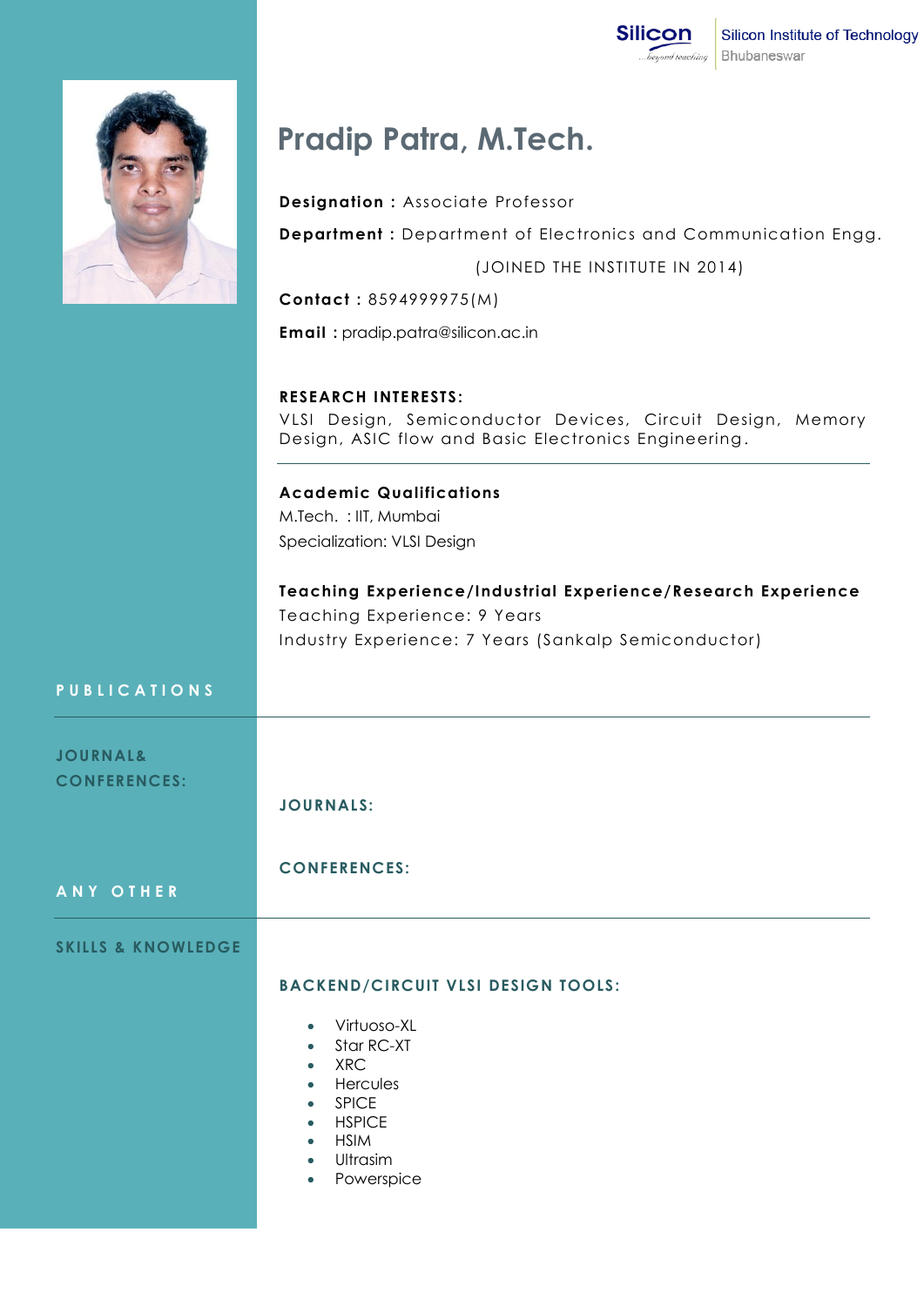Silicon Institute of Technology
Bhubaneswar

# Pradip Patra, M.Tech.

**Designation :** Associate Professor

**Department :** Department of Electronics and Communication Engg.

(JOINED THE INSTITUTE IN 2014)

**Contact :** 8594999975(M)

**Email :** pradip.patra@silicon.ac.in

## RESEARCH INTERESTS:

VLSI Design, Semiconductor Devices, Circuit Design, Memory Design, ASIC flow and Basic Electronics Engineering.

## Academic Qualifications

M.Tech. : IIT, Mumbai

Specialization: VLSI Design

## Teaching Experience/Industrial Experience/Research Experience

Teaching Experience: 9 Years

Industry Experience: 7 Years (Sankalp Semiconductor)

## PUBLICATIONS

### JOURNAL& CONFERENCES:

**JOURNALS:**

**CONFERENCES:**

## ANY OTHER

### SKILLS & KNOWLEDGE

**BACKEND/CIRCUIT VLSI DESIGN TOOLS:**

- Virtuoso-XL
- Star RC-XT
- XRC
- Hercules
- SPICE
- HSPICE
- HSIM
- Ultrasim
- Powerspice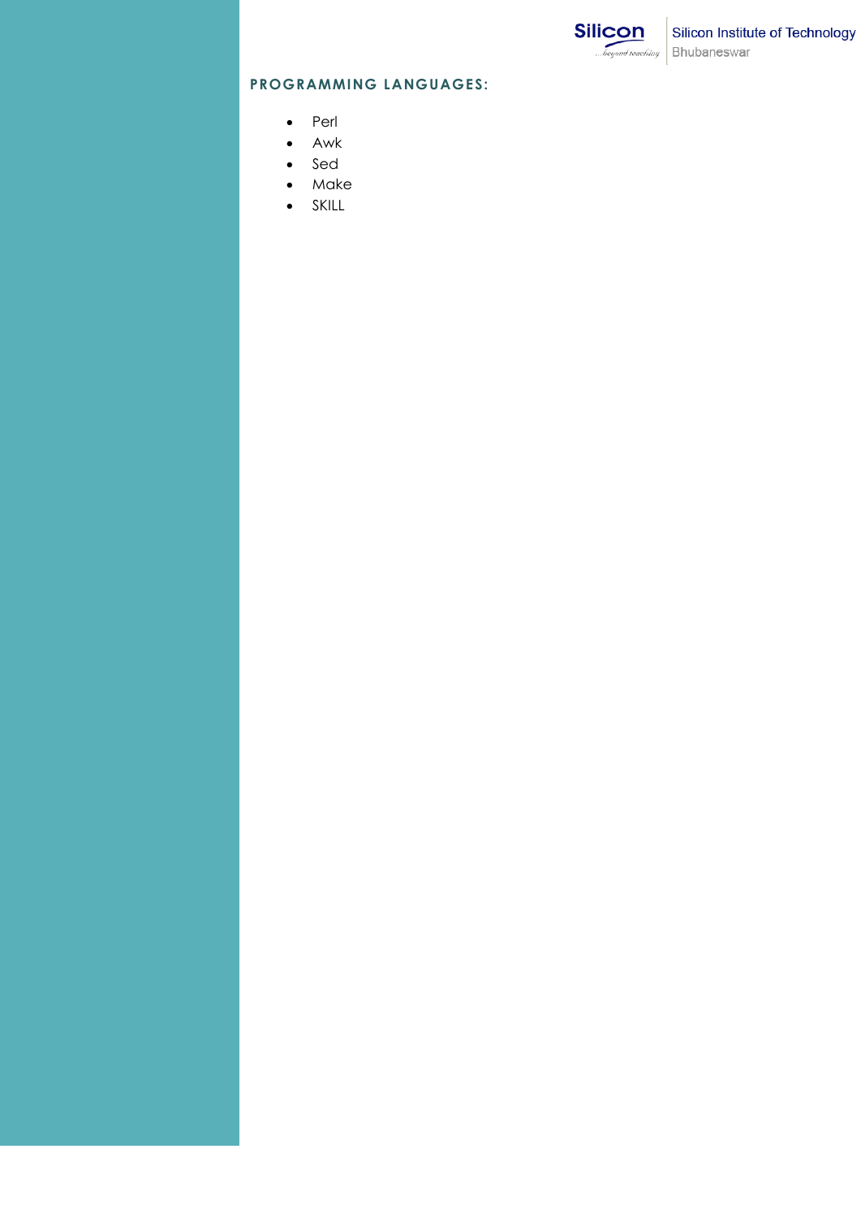## PROGRAMMING LANGUAGES:

- Perl
- Awk
- Sed
- Make
- SKILL